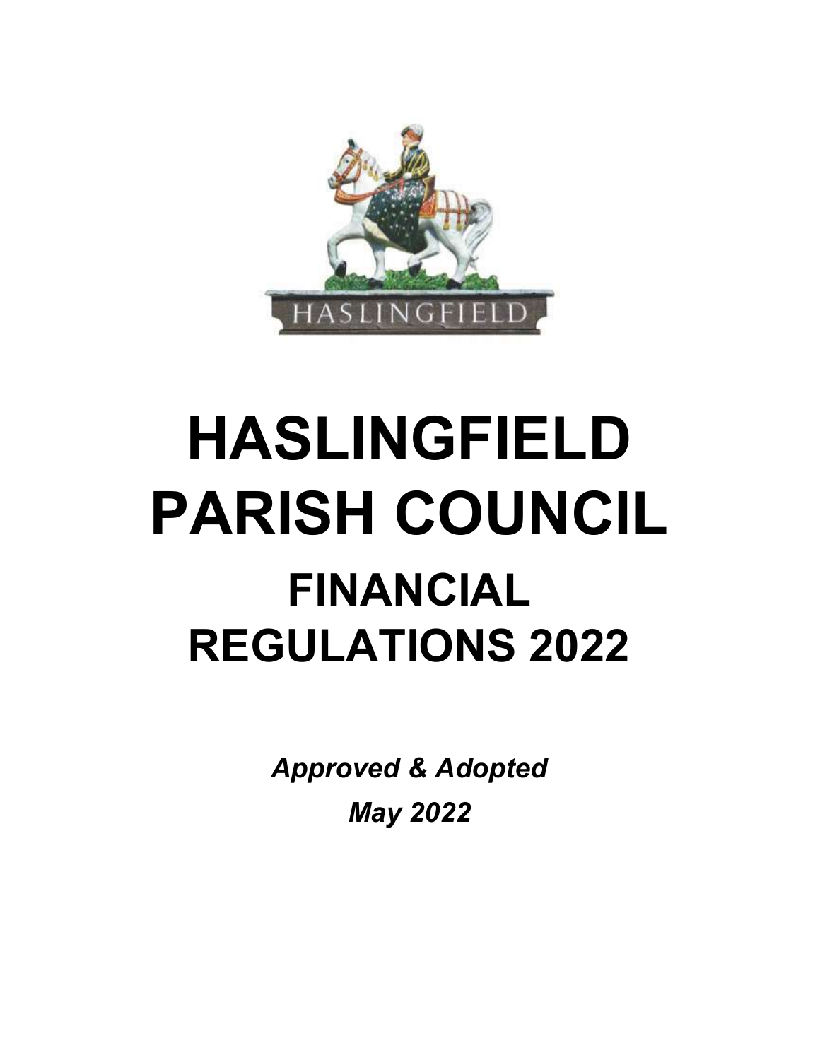# HASLINGFIELD PARISH COUNCIL

## FINANCIAL REGULATIONS 2022

*Approved & Adopted*

*May 2022*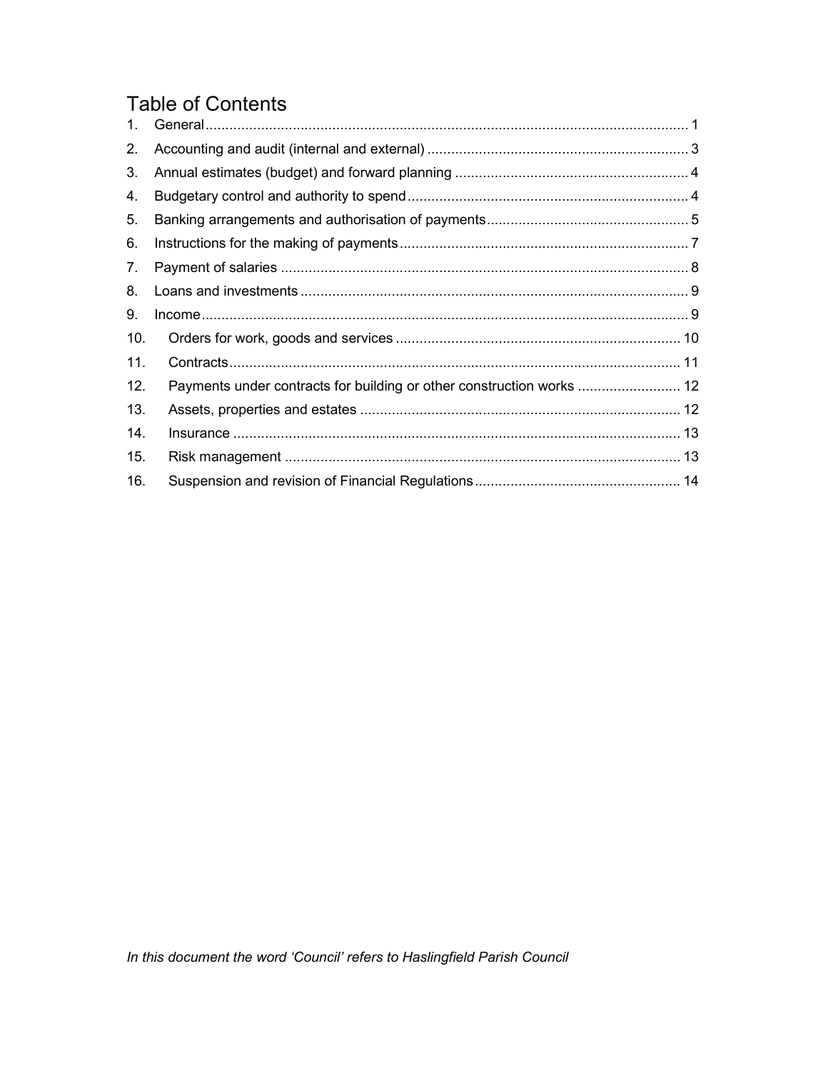# Table of Contents

1. General ........................................................................................................................ 1
2. Accounting and audit (internal and external) ................................................................. 3
3. Annual estimates (budget) and forward planning .......................................................... 4
4. Budgetary control and authority to spend ...................................................................... 4
5. Banking arrangements and authorisation of payments .................................................. 5
6. Instructions for the making of payments ........................................................................ 7
7. Payment of salaries ...................................................................................................... 8
8. Loans and investments ................................................................................................. 9
9. Income .......................................................................................................................... 9
10. Orders for work, goods and services ....................................................................... 10
11. Contracts ................................................................................................................. 11
12. Payments under contracts for building or other construction works .......................... 12
13. Assets, properties and estates ................................................................................ 12
14. Insurance ................................................................................................................ 13
15. Risk management ................................................................................................... 13
16. Suspension and revision of Financial Regulations ................................................... 14

*In this document the word 'Council' refers to Haslingfield Parish Council*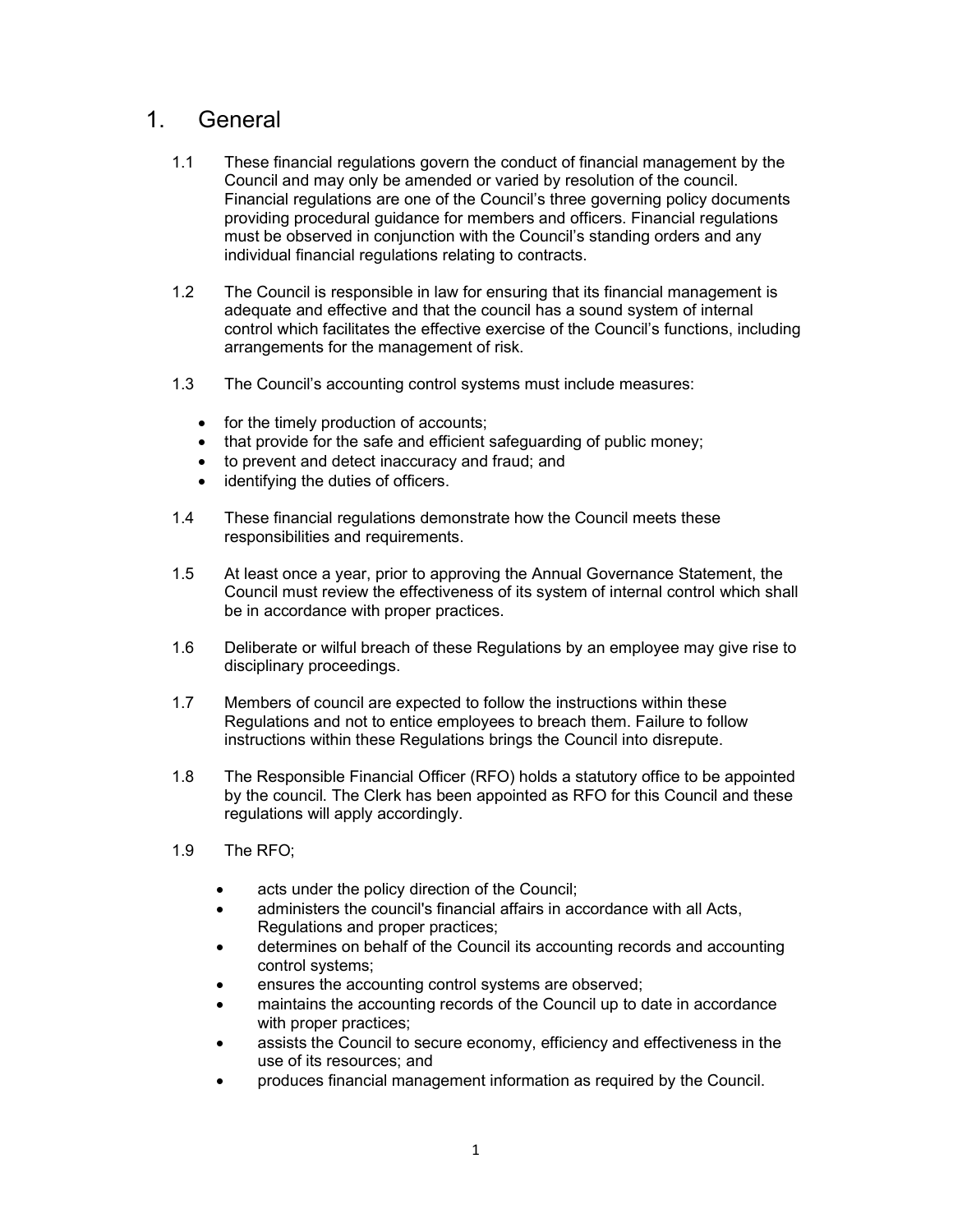# 1. General

1.1 These financial regulations govern the conduct of financial management by the Council and may only be amended or varied by resolution of the council. Financial regulations are one of the Council's three governing policy documents providing procedural guidance for members and officers. Financial regulations must be observed in conjunction with the Council's standing orders and any individual financial regulations relating to contracts.

1.2 The Council is responsible in law for ensuring that its financial management is adequate and effective and that the council has a sound system of internal control which facilitates the effective exercise of the Council's functions, including arrangements for the management of risk.

1.3 The Council's accounting control systems must include measures:

- for the timely production of accounts;
- that provide for the safe and efficient safeguarding of public money;
- to prevent and detect inaccuracy and fraud; and
- identifying the duties of officers.

1.4 These financial regulations demonstrate how the Council meets these responsibilities and requirements.

1.5 At least once a year, prior to approving the Annual Governance Statement, the Council must review the effectiveness of its system of internal control which shall be in accordance with proper practices.

1.6 Deliberate or wilful breach of these Regulations by an employee may give rise to disciplinary proceedings.

1.7 Members of council are expected to follow the instructions within these Regulations and not to entice employees to breach them. Failure to follow instructions within these Regulations brings the Council into disrepute.

1.8 The Responsible Financial Officer (RFO) holds a statutory office to be appointed by the council. The Clerk has been appointed as RFO for this Council and these regulations will apply accordingly.

1.9 The RFO;

- acts under the policy direction of the Council;
- administers the council's financial affairs in accordance with all Acts, Regulations and proper practices;
- determines on behalf of the Council its accounting records and accounting control systems;
- ensures the accounting control systems are observed;
- maintains the accounting records of the Council up to date in accordance with proper practices;
- assists the Council to secure economy, efficiency and effectiveness in the use of its resources; and
- produces financial management information as required by the Council.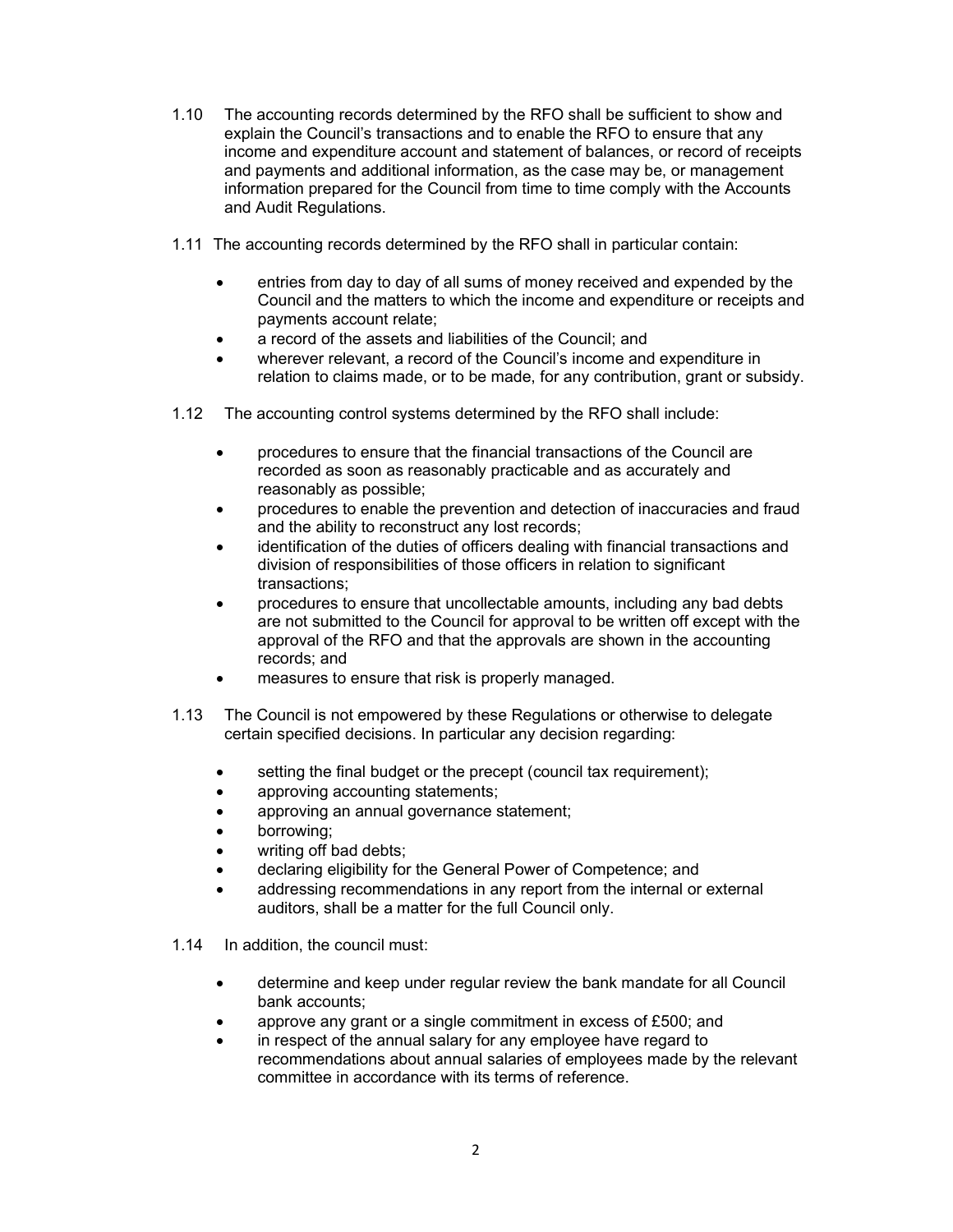1.10 The accounting records determined by the RFO shall be sufficient to show and explain the Council's transactions and to enable the RFO to ensure that any income and expenditure account and statement of balances, or record of receipts and payments and additional information, as the case may be, or management information prepared for the Council from time to time comply with the Accounts and Audit Regulations.

1.11 The accounting records determined by the RFO shall in particular contain:

- entries from day to day of all sums of money received and expended by the Council and the matters to which the income and expenditure or receipts and payments account relate;
- a record of the assets and liabilities of the Council; and
- wherever relevant, a record of the Council's income and expenditure in relation to claims made, or to be made, for any contribution, grant or subsidy.

1.12 The accounting control systems determined by the RFO shall include:

- procedures to ensure that the financial transactions of the Council are recorded as soon as reasonably practicable and as accurately and reasonably as possible;
- procedures to enable the prevention and detection of inaccuracies and fraud and the ability to reconstruct any lost records;
- identification of the duties of officers dealing with financial transactions and division of responsibilities of those officers in relation to significant transactions;
- procedures to ensure that uncollectable amounts, including any bad debts are not submitted to the Council for approval to be written off except with the approval of the RFO and that the approvals are shown in the accounting records; and
- measures to ensure that risk is properly managed.

1.13 The Council is not empowered by these Regulations or otherwise to delegate certain specified decisions. In particular any decision regarding:

- setting the final budget or the precept (council tax requirement);
- approving accounting statements;
- approving an annual governance statement;
- borrowing;
- writing off bad debts;
- declaring eligibility for the General Power of Competence; and
- addressing recommendations in any report from the internal or external auditors, shall be a matter for the full Council only.

1.14 In addition, the council must:

- determine and keep under regular review the bank mandate for all Council bank accounts;
- approve any grant or a single commitment in excess of £500; and
- in respect of the annual salary for any employee have regard to recommendations about annual salaries of employees made by the relevant committee in accordance with its terms of reference.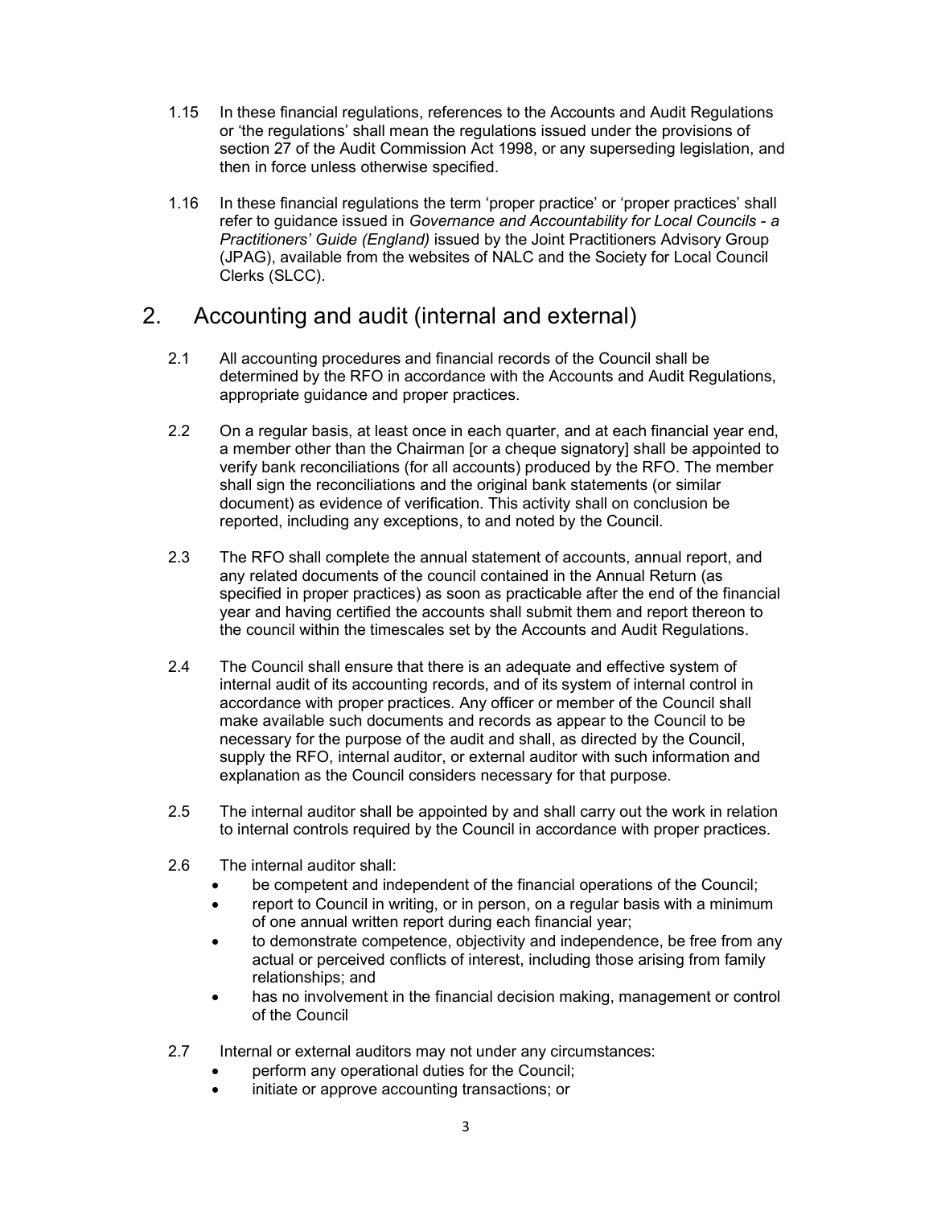1.15 In these financial regulations, references to the Accounts and Audit Regulations or 'the regulations' shall mean the regulations issued under the provisions of section 27 of the Audit Commission Act 1998, or any superseding legislation, and then in force unless otherwise specified.

1.16 In these financial regulations the term 'proper practice' or 'proper practices' shall refer to guidance issued in *Governance and Accountability for Local Councils - a Practitioners' Guide (England)* issued by the Joint Practitioners Advisory Group (JPAG), available from the websites of NALC and the Society for Local Council Clerks (SLCC).

## 2. Accounting and audit (internal and external)

2.1 All accounting procedures and financial records of the Council shall be determined by the RFO in accordance with the Accounts and Audit Regulations, appropriate guidance and proper practices.

2.2 On a regular basis, at least once in each quarter, and at each financial year end, a member other than the Chairman [or a cheque signatory] shall be appointed to verify bank reconciliations (for all accounts) produced by the RFO. The member shall sign the reconciliations and the original bank statements (or similar document) as evidence of verification. This activity shall on conclusion be reported, including any exceptions, to and noted by the Council.

2.3 The RFO shall complete the annual statement of accounts, annual report, and any related documents of the council contained in the Annual Return (as specified in proper practices) as soon as practicable after the end of the financial year and having certified the accounts shall submit them and report thereon to the council within the timescales set by the Accounts and Audit Regulations.

2.4 The Council shall ensure that there is an adequate and effective system of internal audit of its accounting records, and of its system of internal control in accordance with proper practices. Any officer or member of the Council shall make available such documents and records as appear to the Council to be necessary for the purpose of the audit and shall, as directed by the Council, supply the RFO, internal auditor, or external auditor with such information and explanation as the Council considers necessary for that purpose.

2.5 The internal auditor shall be appointed by and shall carry out the work in relation to internal controls required by the Council in accordance with proper practices.

2.6 The internal auditor shall:

- be competent and independent of the financial operations of the Council;
- report to Council in writing, or in person, on a regular basis with a minimum of one annual written report during each financial year;
- to demonstrate competence, objectivity and independence, be free from any actual or perceived conflicts of interest, including those arising from family relationships; and
- has no involvement in the financial decision making, management or control of the Council

2.7 Internal or external auditors may not under any circumstances:

- perform any operational duties for the Council;
- initiate or approve accounting transactions; or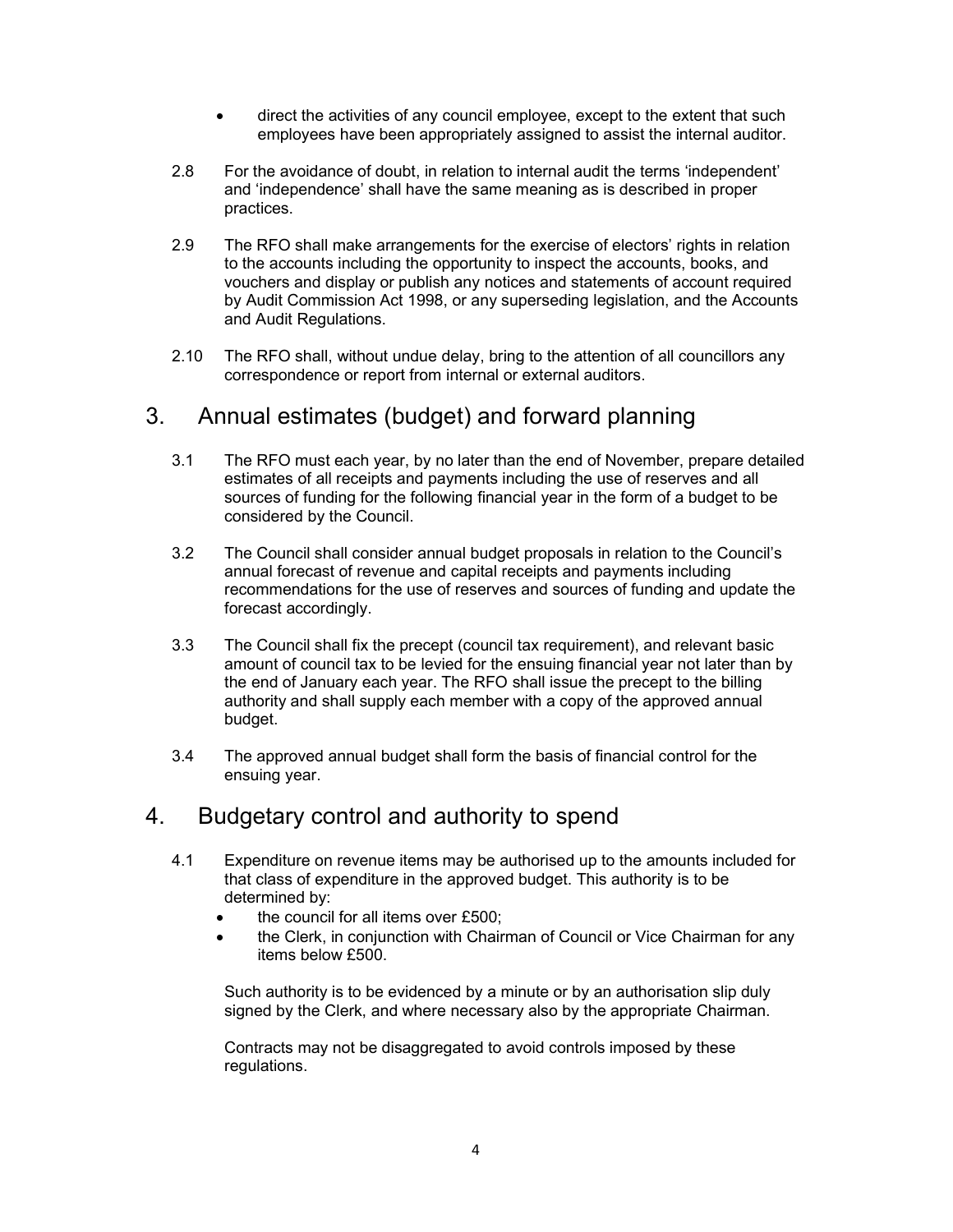- direct the activities of any council employee, except to the extent that such employees have been appropriately assigned to assist the internal auditor.

2.8 For the avoidance of doubt, in relation to internal audit the terms 'independent' and 'independence' shall have the same meaning as is described in proper practices.

2.9 The RFO shall make arrangements for the exercise of electors' rights in relation to the accounts including the opportunity to inspect the accounts, books, and vouchers and display or publish any notices and statements of account required by Audit Commission Act 1998, or any superseding legislation, and the Accounts and Audit Regulations.

2.10 The RFO shall, without undue delay, bring to the attention of all councillors any correspondence or report from internal or external auditors.

## 3. Annual estimates (budget) and forward planning

3.1 The RFO must each year, by no later than the end of November, prepare detailed estimates of all receipts and payments including the use of reserves and all sources of funding for the following financial year in the form of a budget to be considered by the Council.

3.2 The Council shall consider annual budget proposals in relation to the Council's annual forecast of revenue and capital receipts and payments including recommendations for the use of reserves and sources of funding and update the forecast accordingly.

3.3 The Council shall fix the precept (council tax requirement), and relevant basic amount of council tax to be levied for the ensuing financial year not later than by the end of January each year. The RFO shall issue the precept to the billing authority and shall supply each member with a copy of the approved annual budget.

3.4 The approved annual budget shall form the basis of financial control for the ensuing year.

## 4. Budgetary control and authority to spend

4.1 Expenditure on revenue items may be authorised up to the amounts included for that class of expenditure in the approved budget. This authority is to be determined by:

- the council for all items over £500;
- the Clerk, in conjunction with Chairman of Council or Vice Chairman for any items below £500.

Such authority is to be evidenced by a minute or by an authorisation slip duly signed by the Clerk, and where necessary also by the appropriate Chairman.

Contracts may not be disaggregated to avoid controls imposed by these regulations.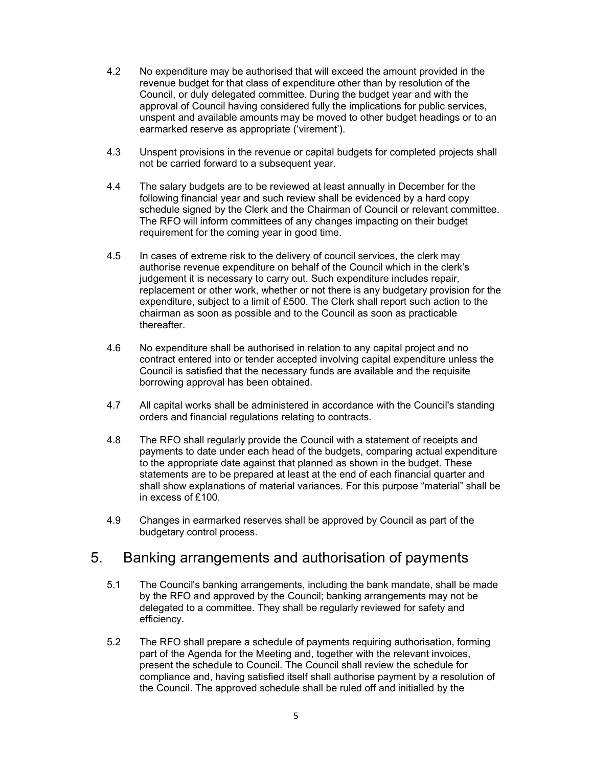4.2 No expenditure may be authorised that will exceed the amount provided in the revenue budget for that class of expenditure other than by resolution of the Council, or duly delegated committee. During the budget year and with the approval of Council having considered fully the implications for public services, unspent and available amounts may be moved to other budget headings or to an earmarked reserve as appropriate ('virement').

4.3 Unspent provisions in the revenue or capital budgets for completed projects shall not be carried forward to a subsequent year.

4.4 The salary budgets are to be reviewed at least annually in December for the following financial year and such review shall be evidenced by a hard copy schedule signed by the Clerk and the Chairman of Council or relevant committee. The RFO will inform committees of any changes impacting on their budget requirement for the coming year in good time.

4.5 In cases of extreme risk to the delivery of council services, the clerk may authorise revenue expenditure on behalf of the Council which in the clerk's judgement it is necessary to carry out. Such expenditure includes repair, replacement or other work, whether or not there is any budgetary provision for the expenditure, subject to a limit of £500. The Clerk shall report such action to the chairman as soon as possible and to the Council as soon as practicable thereafter.

4.6 No expenditure shall be authorised in relation to any capital project and no contract entered into or tender accepted involving capital expenditure unless the Council is satisfied that the necessary funds are available and the requisite borrowing approval has been obtained.

4.7 All capital works shall be administered in accordance with the Council's standing orders and financial regulations relating to contracts.

4.8 The RFO shall regularly provide the Council with a statement of receipts and payments to date under each head of the budgets, comparing actual expenditure to the appropriate date against that planned as shown in the budget. These statements are to be prepared at least at the end of each financial quarter and shall show explanations of material variances. For this purpose "material" shall be in excess of £100.

4.9 Changes in earmarked reserves shall be approved by Council as part of the budgetary control process.

# 5. Banking arrangements and authorisation of payments

5.1 The Council's banking arrangements, including the bank mandate, shall be made by the RFO and approved by the Council; banking arrangements may not be delegated to a committee. They shall be regularly reviewed for safety and efficiency.

5.2 The RFO shall prepare a schedule of payments requiring authorisation, forming part of the Agenda for the Meeting and, together with the relevant invoices, present the schedule to Council. The Council shall review the schedule for compliance and, having satisfied itself shall authorise payment by a resolution of the Council. The approved schedule shall be ruled off and initialled by the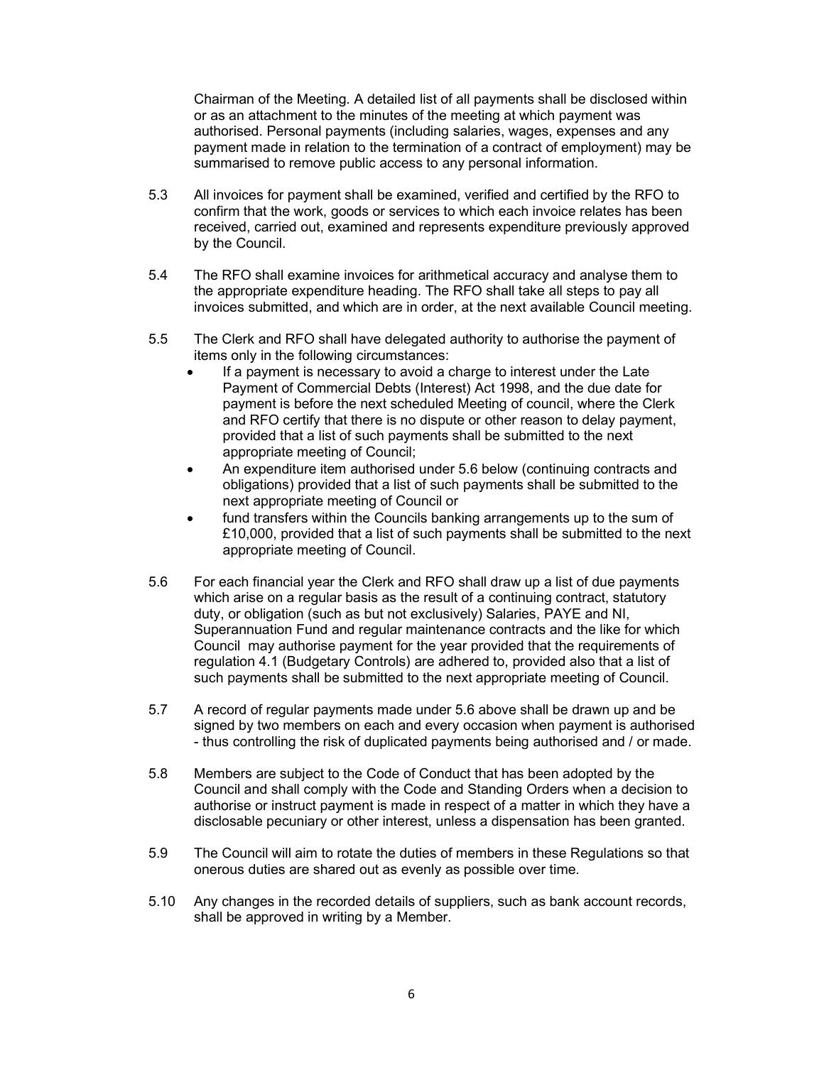Chairman of the Meeting. A detailed list of all payments shall be disclosed within or as an attachment to the minutes of the meeting at which payment was authorised. Personal payments (including salaries, wages, expenses and any payment made in relation to the termination of a contract of employment) may be summarised to remove public access to any personal information.

5.3 All invoices for payment shall be examined, verified and certified by the RFO to confirm that the work, goods or services to which each invoice relates has been received, carried out, examined and represents expenditure previously approved by the Council.

5.4 The RFO shall examine invoices for arithmetical accuracy and analyse them to the appropriate expenditure heading. The RFO shall take all steps to pay all invoices submitted, and which are in order, at the next available Council meeting.

5.5 The Clerk and RFO shall have delegated authority to authorise the payment of items only in the following circumstances:

- If a payment is necessary to avoid a charge to interest under the Late Payment of Commercial Debts (Interest) Act 1998, and the due date for payment is before the next scheduled Meeting of council, where the Clerk and RFO certify that there is no dispute or other reason to delay payment, provided that a list of such payments shall be submitted to the next appropriate meeting of Council;
- An expenditure item authorised under 5.6 below (continuing contracts and obligations) provided that a list of such payments shall be submitted to the next appropriate meeting of Council or
- fund transfers within the Councils banking arrangements up to the sum of £10,000, provided that a list of such payments shall be submitted to the next appropriate meeting of Council.

5.6 For each financial year the Clerk and RFO shall draw up a list of due payments which arise on a regular basis as the result of a continuing contract, statutory duty, or obligation (such as but not exclusively) Salaries, PAYE and NI, Superannuation Fund and regular maintenance contracts and the like for which Council may authorise payment for the year provided that the requirements of regulation 4.1 (Budgetary Controls) are adhered to, provided also that a list of such payments shall be submitted to the next appropriate meeting of Council.

5.7 A record of regular payments made under 5.6 above shall be drawn up and be signed by two members on each and every occasion when payment is authorised - thus controlling the risk of duplicated payments being authorised and / or made.

5.8 Members are subject to the Code of Conduct that has been adopted by the Council and shall comply with the Code and Standing Orders when a decision to authorise or instruct payment is made in respect of a matter in which they have a disclosable pecuniary or other interest, unless a dispensation has been granted.

5.9 The Council will aim to rotate the duties of members in these Regulations so that onerous duties are shared out as evenly as possible over time.

5.10 Any changes in the recorded details of suppliers, such as bank account records, shall be approved in writing by a Member.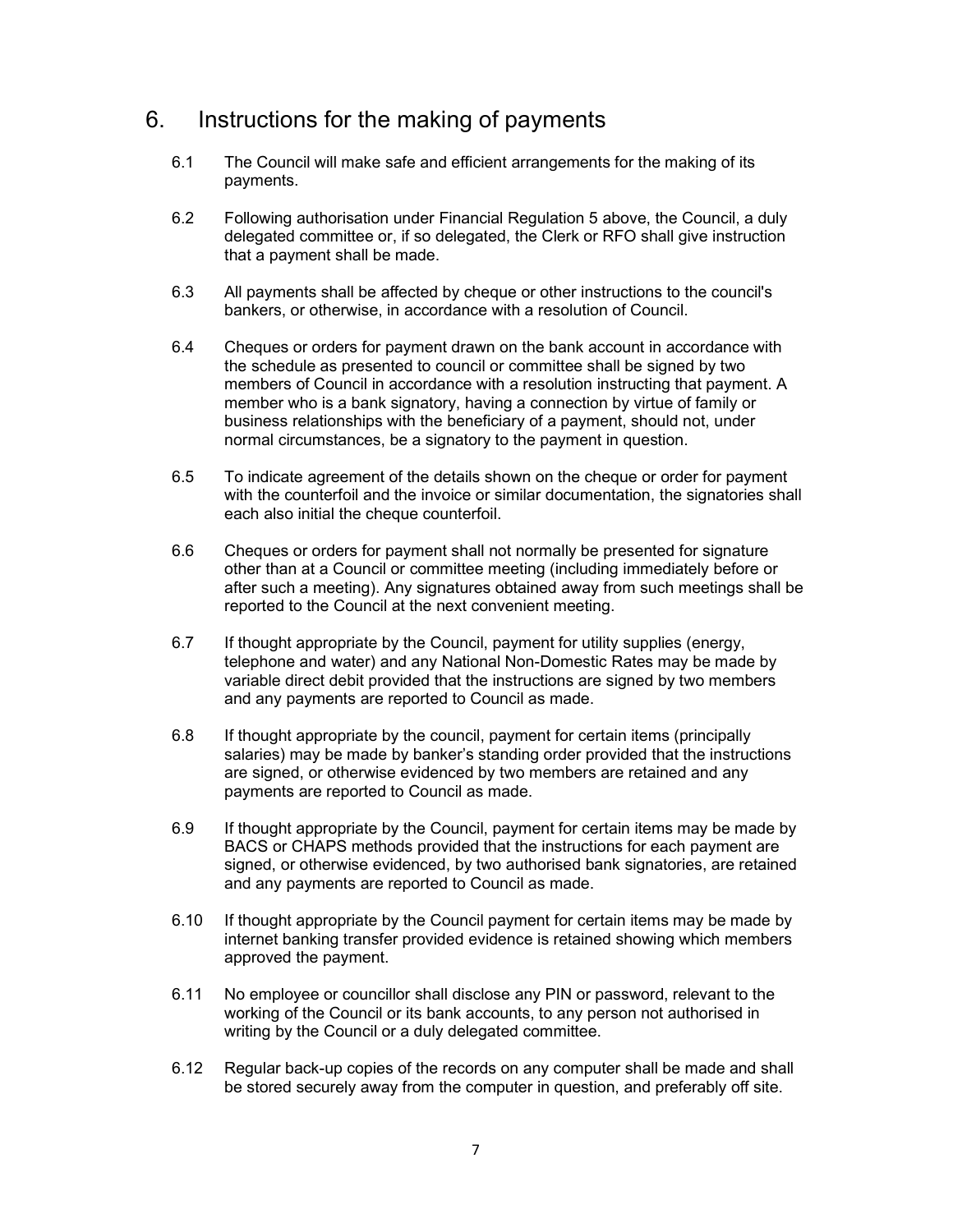## 6. Instructions for the making of payments

6.1 The Council will make safe and efficient arrangements for the making of its payments.

6.2 Following authorisation under Financial Regulation 5 above, the Council, a duly delegated committee or, if so delegated, the Clerk or RFO shall give instruction that a payment shall be made.

6.3 All payments shall be affected by cheque or other instructions to the council's bankers, or otherwise, in accordance with a resolution of Council.

6.4 Cheques or orders for payment drawn on the bank account in accordance with the schedule as presented to council or committee shall be signed by two members of Council in accordance with a resolution instructing that payment. A member who is a bank signatory, having a connection by virtue of family or business relationships with the beneficiary of a payment, should not, under normal circumstances, be a signatory to the payment in question.

6.5 To indicate agreement of the details shown on the cheque or order for payment with the counterfoil and the invoice or similar documentation, the signatories shall each also initial the cheque counterfoil.

6.6 Cheques or orders for payment shall not normally be presented for signature other than at a Council or committee meeting (including immediately before or after such a meeting). Any signatures obtained away from such meetings shall be reported to the Council at the next convenient meeting.

6.7 If thought appropriate by the Council, payment for utility supplies (energy, telephone and water) and any National Non-Domestic Rates may be made by variable direct debit provided that the instructions are signed by two members and any payments are reported to Council as made.

6.8 If thought appropriate by the council, payment for certain items (principally salaries) may be made by banker's standing order provided that the instructions are signed, or otherwise evidenced by two members are retained and any payments are reported to Council as made.

6.9 If thought appropriate by the Council, payment for certain items may be made by BACS or CHAPS methods provided that the instructions for each payment are signed, or otherwise evidenced, by two authorised bank signatories, are retained and any payments are reported to Council as made.

6.10 If thought appropriate by the Council payment for certain items may be made by internet banking transfer provided evidence is retained showing which members approved the payment.

6.11 No employee or councillor shall disclose any PIN or password, relevant to the working of the Council or its bank accounts, to any person not authorised in writing by the Council or a duly delegated committee.

6.12 Regular back-up copies of the records on any computer shall be made and shall be stored securely away from the computer in question, and preferably off site.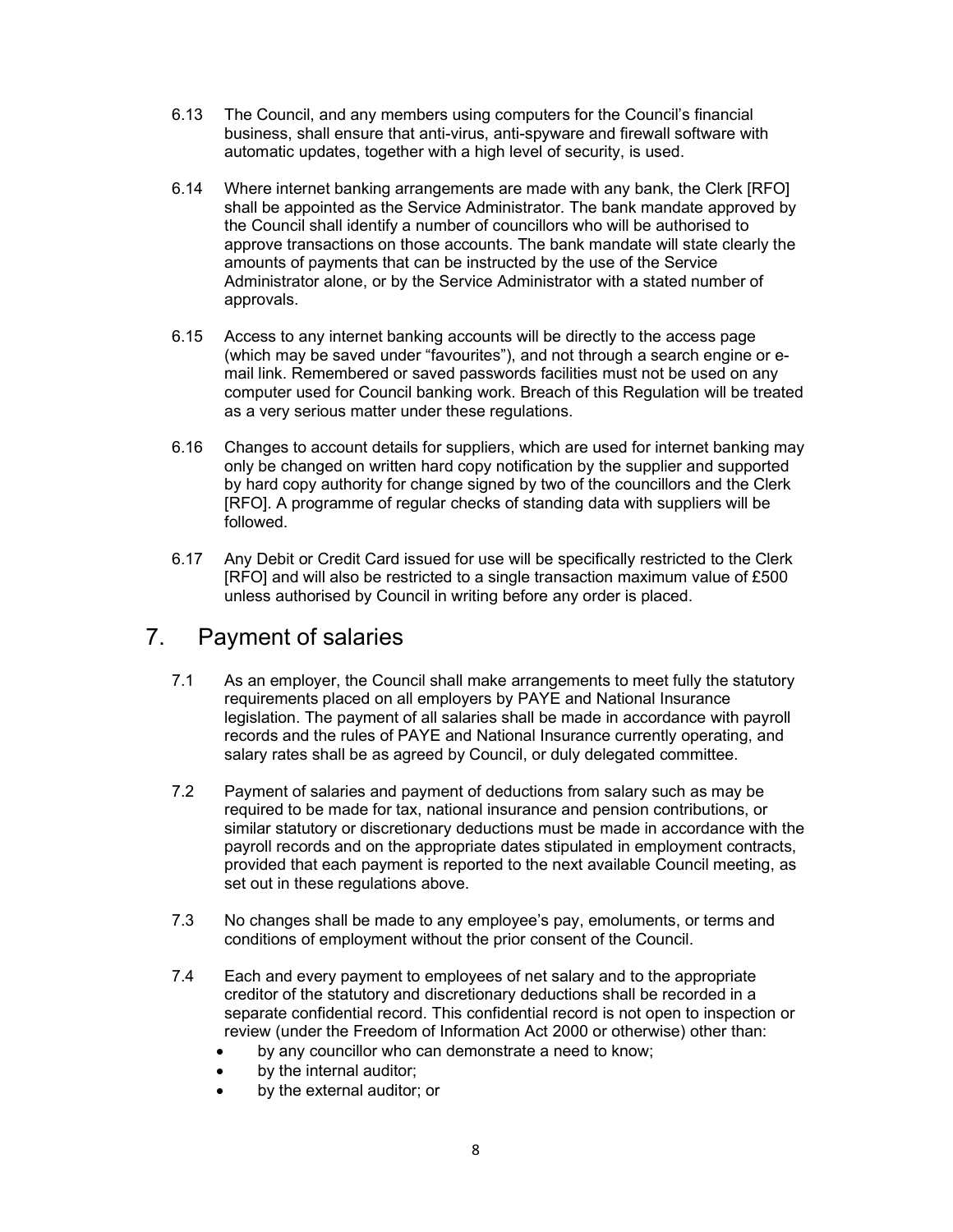6.13 The Council, and any members using computers for the Council's financial business, shall ensure that anti-virus, anti-spyware and firewall software with automatic updates, together with a high level of security, is used.

6.14 Where internet banking arrangements are made with any bank, the Clerk [RFO] shall be appointed as the Service Administrator. The bank mandate approved by the Council shall identify a number of councillors who will be authorised to approve transactions on those accounts. The bank mandate will state clearly the amounts of payments that can be instructed by the use of the Service Administrator alone, or by the Service Administrator with a stated number of approvals.

6.15 Access to any internet banking accounts will be directly to the access page (which may be saved under "favourites"), and not through a search engine or e-mail link. Remembered or saved passwords facilities must not be used on any computer used for Council banking work. Breach of this Regulation will be treated as a very serious matter under these regulations.

6.16 Changes to account details for suppliers, which are used for internet banking may only be changed on written hard copy notification by the supplier and supported by hard copy authority for change signed by two of the councillors and the Clerk [RFO]. A programme of regular checks of standing data with suppliers will be followed.

6.17 Any Debit or Credit Card issued for use will be specifically restricted to the Clerk [RFO] and will also be restricted to a single transaction maximum value of £500 unless authorised by Council in writing before any order is placed.

## 7. Payment of salaries

7.1 As an employer, the Council shall make arrangements to meet fully the statutory requirements placed on all employers by PAYE and National Insurance legislation. The payment of all salaries shall be made in accordance with payroll records and the rules of PAYE and National Insurance currently operating, and salary rates shall be as agreed by Council, or duly delegated committee.

7.2 Payment of salaries and payment of deductions from salary such as may be required to be made for tax, national insurance and pension contributions, or similar statutory or discretionary deductions must be made in accordance with the payroll records and on the appropriate dates stipulated in employment contracts, provided that each payment is reported to the next available Council meeting, as set out in these regulations above.

7.3 No changes shall be made to any employee's pay, emoluments, or terms and conditions of employment without the prior consent of the Council.

7.4 Each and every payment to employees of net salary and to the appropriate creditor of the statutory and discretionary deductions shall be recorded in a separate confidential record. This confidential record is not open to inspection or review (under the Freedom of Information Act 2000 or otherwise) other than:

- by any councillor who can demonstrate a need to know;
- by the internal auditor;
- by the external auditor; or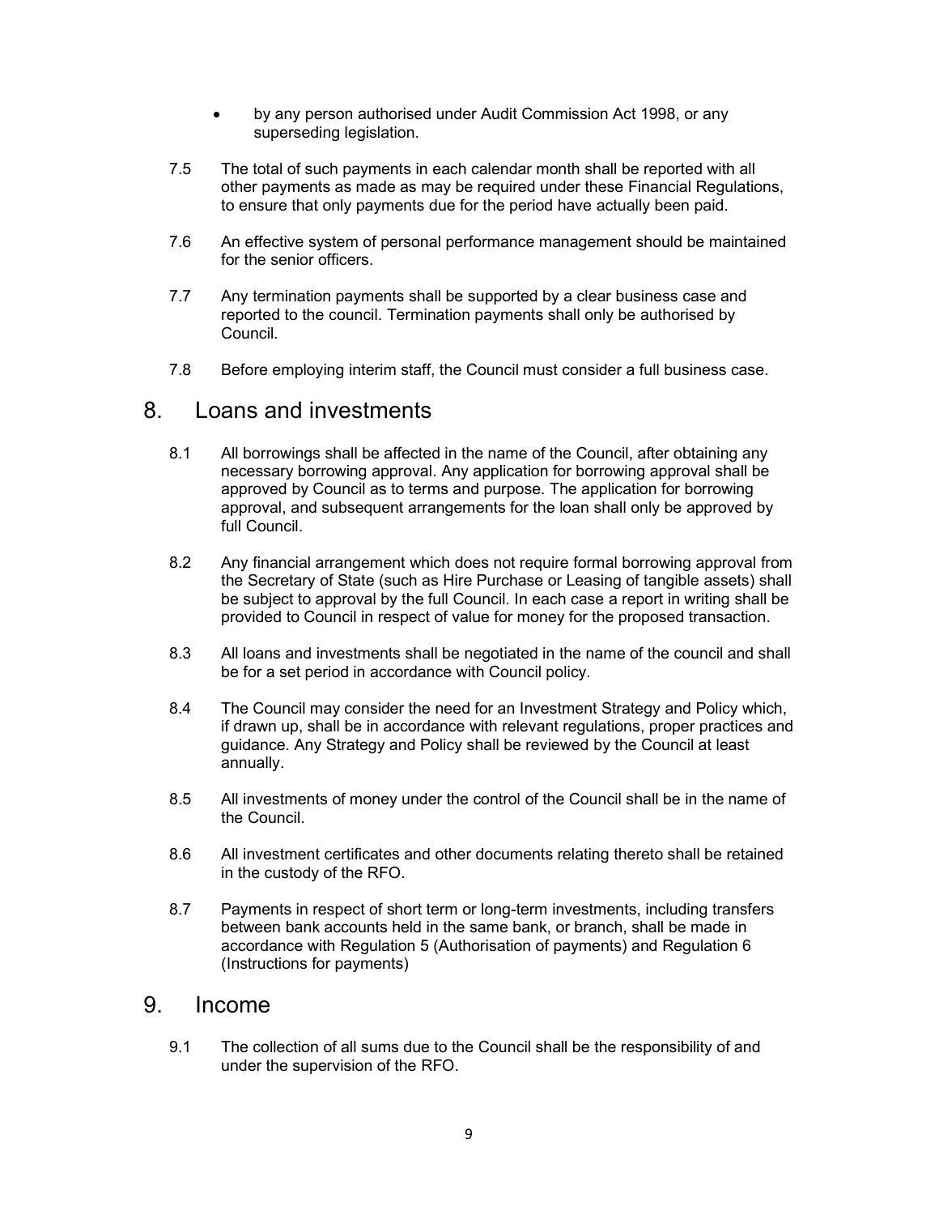- by any person authorised under Audit Commission Act 1998, or any superseding legislation.

7.5 The total of such payments in each calendar month shall be reported with all other payments as made as may be required under these Financial Regulations, to ensure that only payments due for the period have actually been paid.

7.6 An effective system of personal performance management should be maintained for the senior officers.

7.7 Any termination payments shall be supported by a clear business case and reported to the council. Termination payments shall only be authorised by Council.

7.8 Before employing interim staff, the Council must consider a full business case.

## 8. Loans and investments

8.1 All borrowings shall be affected in the name of the Council, after obtaining any necessary borrowing approval. Any application for borrowing approval shall be approved by Council as to terms and purpose. The application for borrowing approval, and subsequent arrangements for the loan shall only be approved by full Council.

8.2 Any financial arrangement which does not require formal borrowing approval from the Secretary of State (such as Hire Purchase or Leasing of tangible assets) shall be subject to approval by the full Council. In each case a report in writing shall be provided to Council in respect of value for money for the proposed transaction.

8.3 All loans and investments shall be negotiated in the name of the council and shall be for a set period in accordance with Council policy.

8.4 The Council may consider the need for an Investment Strategy and Policy which, if drawn up, shall be in accordance with relevant regulations, proper practices and guidance. Any Strategy and Policy shall be reviewed by the Council at least annually.

8.5 All investments of money under the control of the Council shall be in the name of the Council.

8.6 All investment certificates and other documents relating thereto shall be retained in the custody of the RFO.

8.7 Payments in respect of short term or long-term investments, including transfers between bank accounts held in the same bank, or branch, shall be made in accordance with Regulation 5 (Authorisation of payments) and Regulation 6 (Instructions for payments)

## 9. Income

9.1 The collection of all sums due to the Council shall be the responsibility of and under the supervision of the RFO.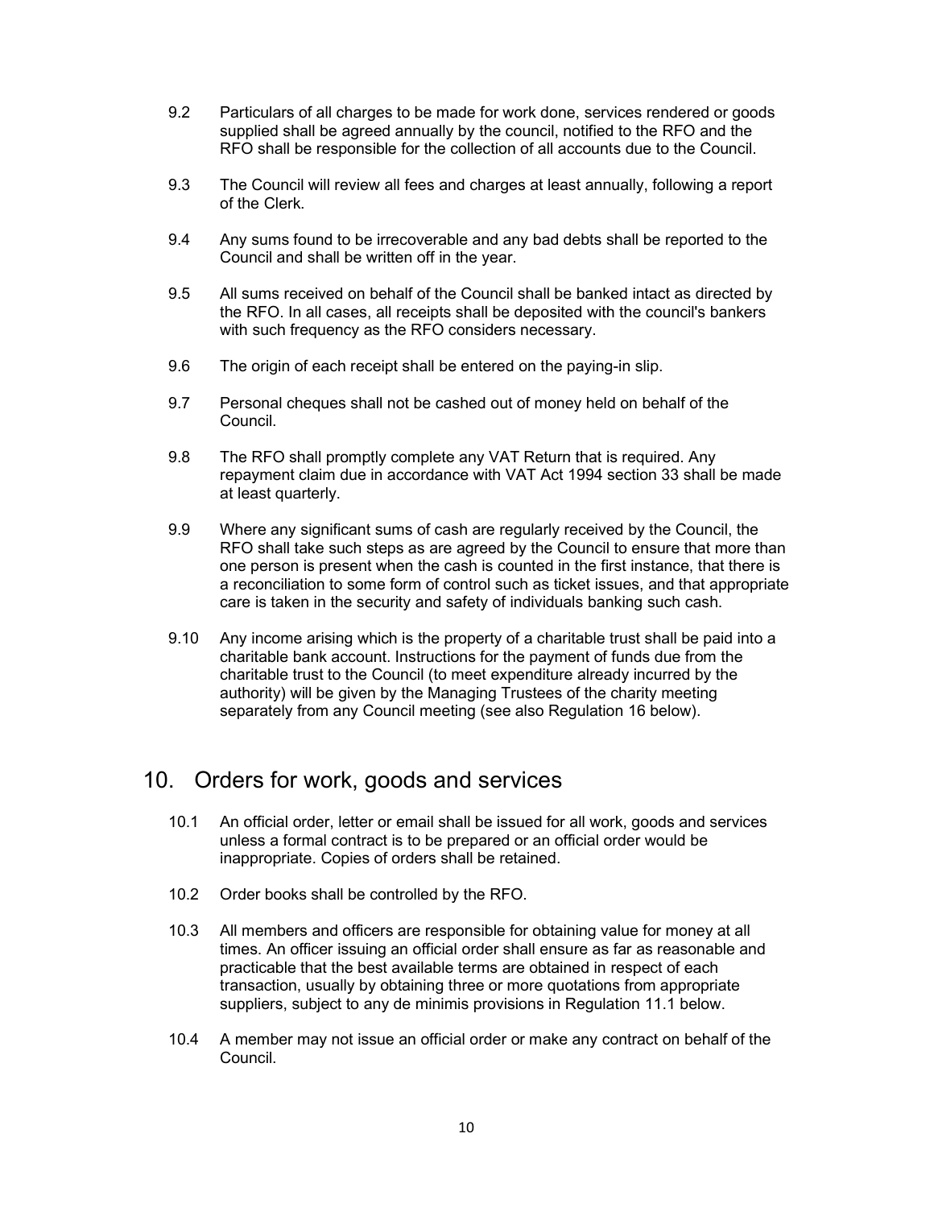9.2 Particulars of all charges to be made for work done, services rendered or goods supplied shall be agreed annually by the council, notified to the RFO and the RFO shall be responsible for the collection of all accounts due to the Council.

9.3 The Council will review all fees and charges at least annually, following a report of the Clerk.

9.4 Any sums found to be irrecoverable and any bad debts shall be reported to the Council and shall be written off in the year.

9.5 All sums received on behalf of the Council shall be banked intact as directed by the RFO. In all cases, all receipts shall be deposited with the council's bankers with such frequency as the RFO considers necessary.

9.6 The origin of each receipt shall be entered on the paying-in slip.

9.7 Personal cheques shall not be cashed out of money held on behalf of the Council.

9.8 The RFO shall promptly complete any VAT Return that is required. Any repayment claim due in accordance with VAT Act 1994 section 33 shall be made at least quarterly.

9.9 Where any significant sums of cash are regularly received by the Council, the RFO shall take such steps as are agreed by the Council to ensure that more than one person is present when the cash is counted in the first instance, that there is a reconciliation to some form of control such as ticket issues, and that appropriate care is taken in the security and safety of individuals banking such cash.

9.10 Any income arising which is the property of a charitable trust shall be paid into a charitable bank account. Instructions for the payment of funds due from the charitable trust to the Council (to meet expenditure already incurred by the authority) will be given by the Managing Trustees of the charity meeting separately from any Council meeting (see also Regulation 16 below).

## 10. Orders for work, goods and services

10.1 An official order, letter or email shall be issued for all work, goods and services unless a formal contract is to be prepared or an official order would be inappropriate. Copies of orders shall be retained.

10.2 Order books shall be controlled by the RFO.

10.3 All members and officers are responsible for obtaining value for money at all times. An officer issuing an official order shall ensure as far as reasonable and practicable that the best available terms are obtained in respect of each transaction, usually by obtaining three or more quotations from appropriate suppliers, subject to any de minimis provisions in Regulation 11.1 below.

10.4 A member may not issue an official order or make any contract on behalf of the Council.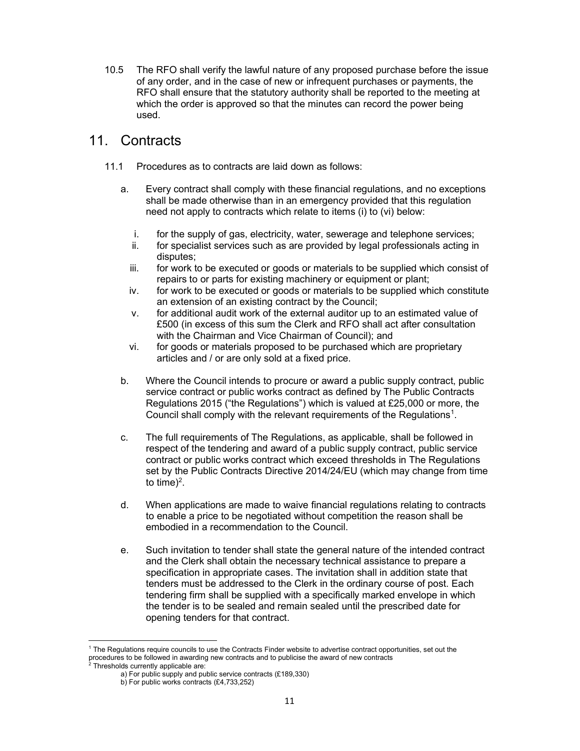10.5 The RFO shall verify the lawful nature of any proposed purchase before the issue of any order, and in the case of new or infrequent purchases or payments, the RFO shall ensure that the statutory authority shall be reported to the meeting at which the order is approved so that the minutes can record the power being used.

## 11. Contracts

11.1 Procedures as to contracts are laid down as follows:

a. Every contract shall comply with these financial regulations, and no exceptions shall be made otherwise than in an emergency provided that this regulation need not apply to contracts which relate to items (i) to (vi) below:

   i. for the supply of gas, electricity, water, sewerage and telephone services;
   ii. for specialist services such as are provided by legal professionals acting in disputes;
   iii. for work to be executed or goods or materials to be supplied which consist of repairs to or parts for existing machinery or equipment or plant;
   iv. for work to be executed or goods or materials to be supplied which constitute an extension of an existing contract by the Council;
   v. for additional audit work of the external auditor up to an estimated value of £500 (in excess of this sum the Clerk and RFO shall act after consultation with the Chairman and Vice Chairman of Council); and
   vi. for goods or materials proposed to be purchased which are proprietary articles and / or are only sold at a fixed price.

b. Where the Council intends to procure or award a public supply contract, public service contract or public works contract as defined by The Public Contracts Regulations 2015 ("the Regulations") which is valued at £25,000 or more, the Council shall comply with the relevant requirements of the Regulations[1].

c. The full requirements of The Regulations, as applicable, shall be followed in respect of the tendering and award of a public supply contract, public service contract or public works contract which exceed thresholds in The Regulations set by the Public Contracts Directive 2014/24/EU (which may change from time to time)[2].

d. When applications are made to waive financial regulations relating to contracts to enable a price to be negotiated without competition the reason shall be embodied in a recommendation to the Council.

e. Such invitation to tender shall state the general nature of the intended contract and the Clerk shall obtain the necessary technical assistance to prepare a specification in appropriate cases. The invitation shall in addition state that tenders must be addressed to the Clerk in the ordinary course of post. Each tendering firm shall be supplied with a specifically marked envelope in which the tender is to be sealed and remain sealed until the prescribed date for opening tenders for that contract.

---

[1] The Regulations require councils to use the Contracts Finder website to advertise contract opportunities, set out the procedures to be followed in awarding new contracts and to publicise the award of new contracts

[2] Thresholds currently applicable are:

a) For public supply and public service contracts (£189,330)

b) For public works contracts (£4,733,252)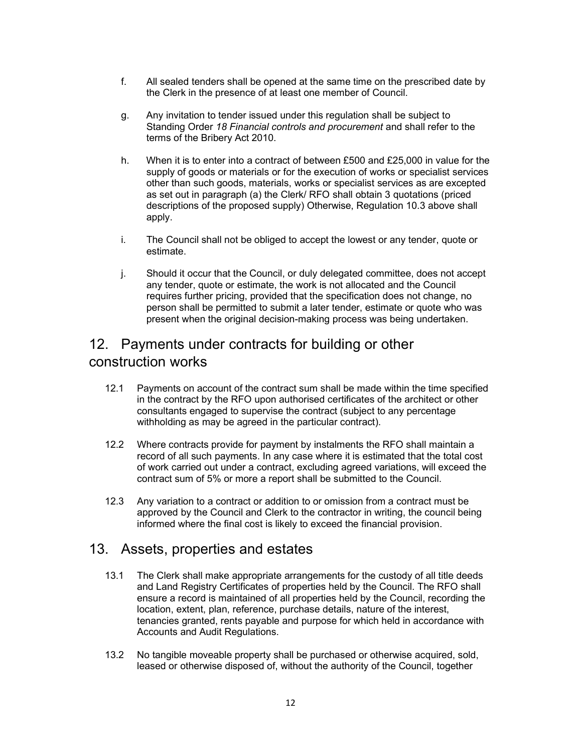f. All sealed tenders shall be opened at the same time on the prescribed date by the Clerk in the presence of at least one member of Council.

g. Any invitation to tender issued under this regulation shall be subject to Standing Order *18 Financial controls and procurement* and shall refer to the terms of the Bribery Act 2010.

h. When it is to enter into a contract of between £500 and £25,000 in value for the supply of goods or materials or for the execution of works or specialist services other than such goods, materials, works or specialist services as are excepted as set out in paragraph (a) the Clerk/ RFO shall obtain 3 quotations (priced descriptions of the proposed supply) Otherwise, Regulation 10.3 above shall apply.

i. The Council shall not be obliged to accept the lowest or any tender, quote or estimate.

j. Should it occur that the Council, or duly delegated committee, does not accept any tender, quote or estimate, the work is not allocated and the Council requires further pricing, provided that the specification does not change, no person shall be permitted to submit a later tender, estimate or quote who was present when the original decision-making process was being undertaken.

## 12. Payments under contracts for building or other construction works

12.1 Payments on account of the contract sum shall be made within the time specified in the contract by the RFO upon authorised certificates of the architect or other consultants engaged to supervise the contract (subject to any percentage withholding as may be agreed in the particular contract).

12.2 Where contracts provide for payment by instalments the RFO shall maintain a record of all such payments. In any case where it is estimated that the total cost of work carried out under a contract, excluding agreed variations, will exceed the contract sum of 5% or more a report shall be submitted to the Council.

12.3 Any variation to a contract or addition to or omission from a contract must be approved by the Council and Clerk to the contractor in writing, the council being informed where the final cost is likely to exceed the financial provision.

## 13. Assets, properties and estates

13.1 The Clerk shall make appropriate arrangements for the custody of all title deeds and Land Registry Certificates of properties held by the Council. The RFO shall ensure a record is maintained of all properties held by the Council, recording the location, extent, plan, reference, purchase details, nature of the interest, tenancies granted, rents payable and purpose for which held in accordance with Accounts and Audit Regulations.

13.2 No tangible moveable property shall be purchased or otherwise acquired, sold, leased or otherwise disposed of, without the authority of the Council, together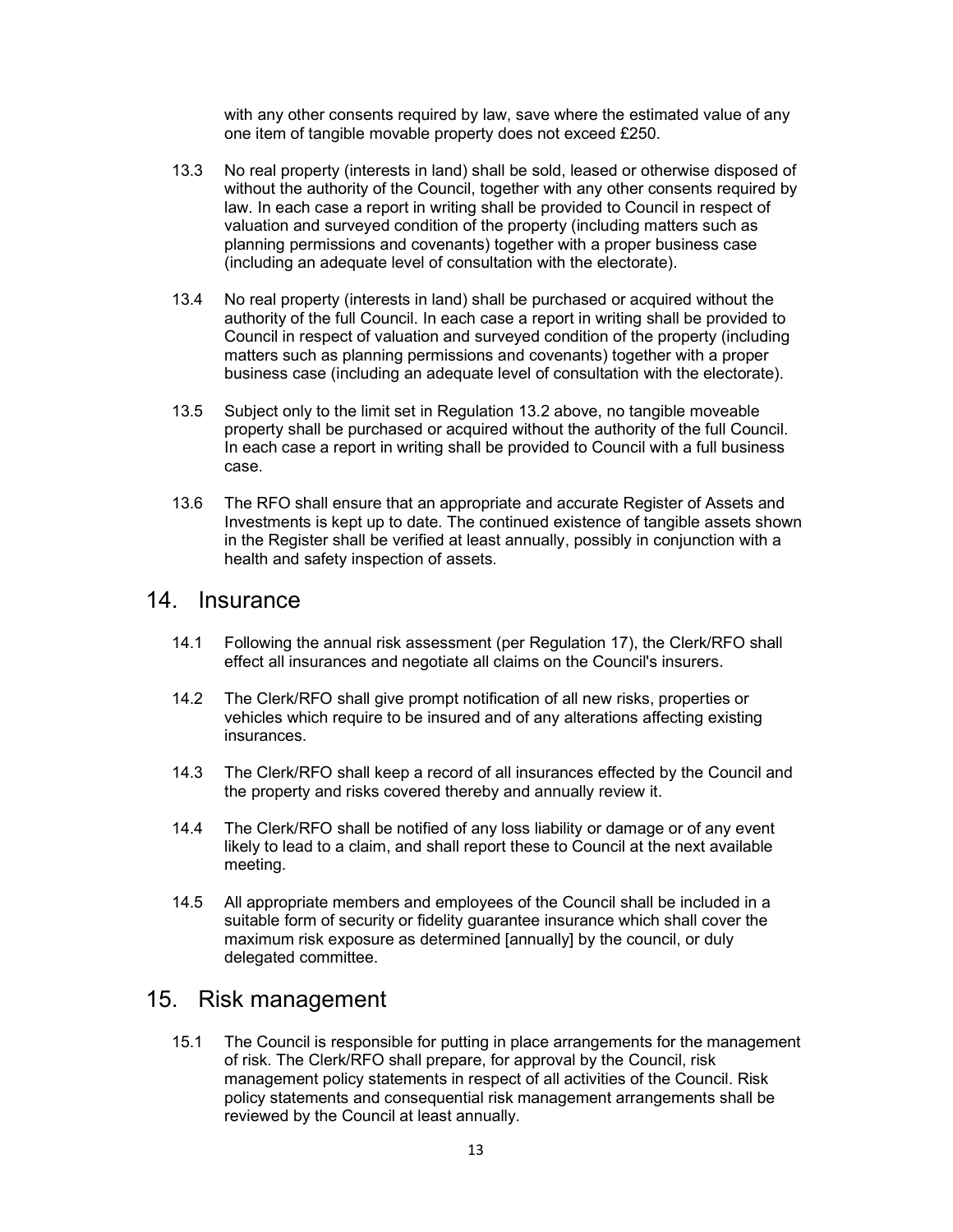with any other consents required by law, save where the estimated value of any one item of tangible movable property does not exceed £250.

13.3 No real property (interests in land) shall be sold, leased or otherwise disposed of without the authority of the Council, together with any other consents required by law. In each case a report in writing shall be provided to Council in respect of valuation and surveyed condition of the property (including matters such as planning permissions and covenants) together with a proper business case (including an adequate level of consultation with the electorate).

13.4 No real property (interests in land) shall be purchased or acquired without the authority of the full Council. In each case a report in writing shall be provided to Council in respect of valuation and surveyed condition of the property (including matters such as planning permissions and covenants) together with a proper business case (including an adequate level of consultation with the electorate).

13.5 Subject only to the limit set in Regulation 13.2 above, no tangible moveable property shall be purchased or acquired without the authority of the full Council. In each case a report in writing shall be provided to Council with a full business case.

13.6 The RFO shall ensure that an appropriate and accurate Register of Assets and Investments is kept up to date. The continued existence of tangible assets shown in the Register shall be verified at least annually, possibly in conjunction with a health and safety inspection of assets.

## 14. Insurance

14.1 Following the annual risk assessment (per Regulation 17), the Clerk/RFO shall effect all insurances and negotiate all claims on the Council's insurers.

14.2 The Clerk/RFO shall give prompt notification of all new risks, properties or vehicles which require to be insured and of any alterations affecting existing insurances.

14.3 The Clerk/RFO shall keep a record of all insurances effected by the Council and the property and risks covered thereby and annually review it.

14.4 The Clerk/RFO shall be notified of any loss liability or damage or of any event likely to lead to a claim, and shall report these to Council at the next available meeting.

14.5 All appropriate members and employees of the Council shall be included in a suitable form of security or fidelity guarantee insurance which shall cover the maximum risk exposure as determined [annually] by the council, or duly delegated committee.

## 15. Risk management

15.1 The Council is responsible for putting in place arrangements for the management of risk. The Clerk/RFO shall prepare, for approval by the Council, risk management policy statements in respect of all activities of the Council. Risk policy statements and consequential risk management arrangements shall be reviewed by the Council at least annually.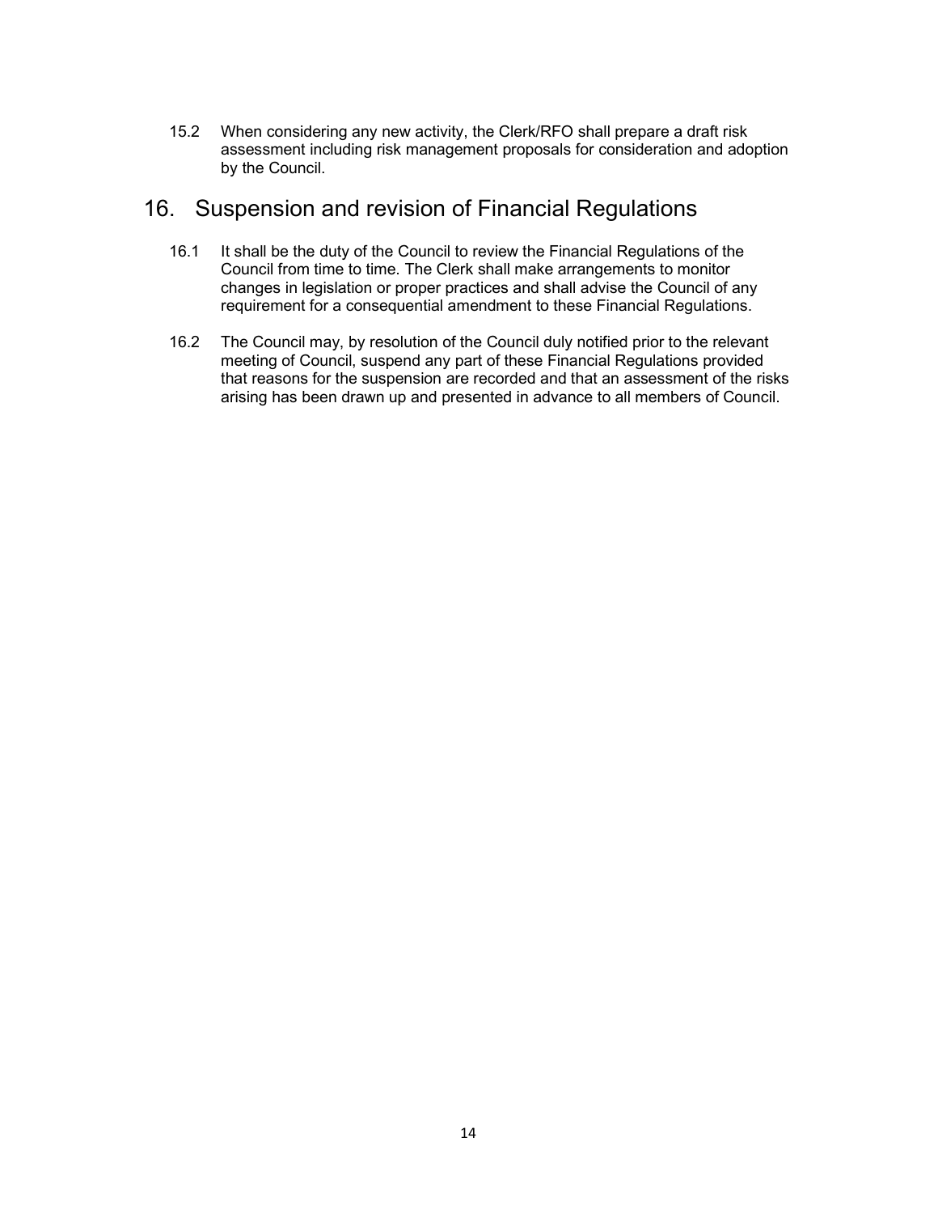15.2 When considering any new activity, the Clerk/RFO shall prepare a draft risk assessment including risk management proposals for consideration and adoption by the Council.

## 16. Suspension and revision of Financial Regulations

16.1 It shall be the duty of the Council to review the Financial Regulations of the Council from time to time. The Clerk shall make arrangements to monitor changes in legislation or proper practices and shall advise the Council of any requirement for a consequential amendment to these Financial Regulations.

16.2 The Council may, by resolution of the Council duly notified prior to the relevant meeting of Council, suspend any part of these Financial Regulations provided that reasons for the suspension are recorded and that an assessment of the risks arising has been drawn up and presented in advance to all members of Council.